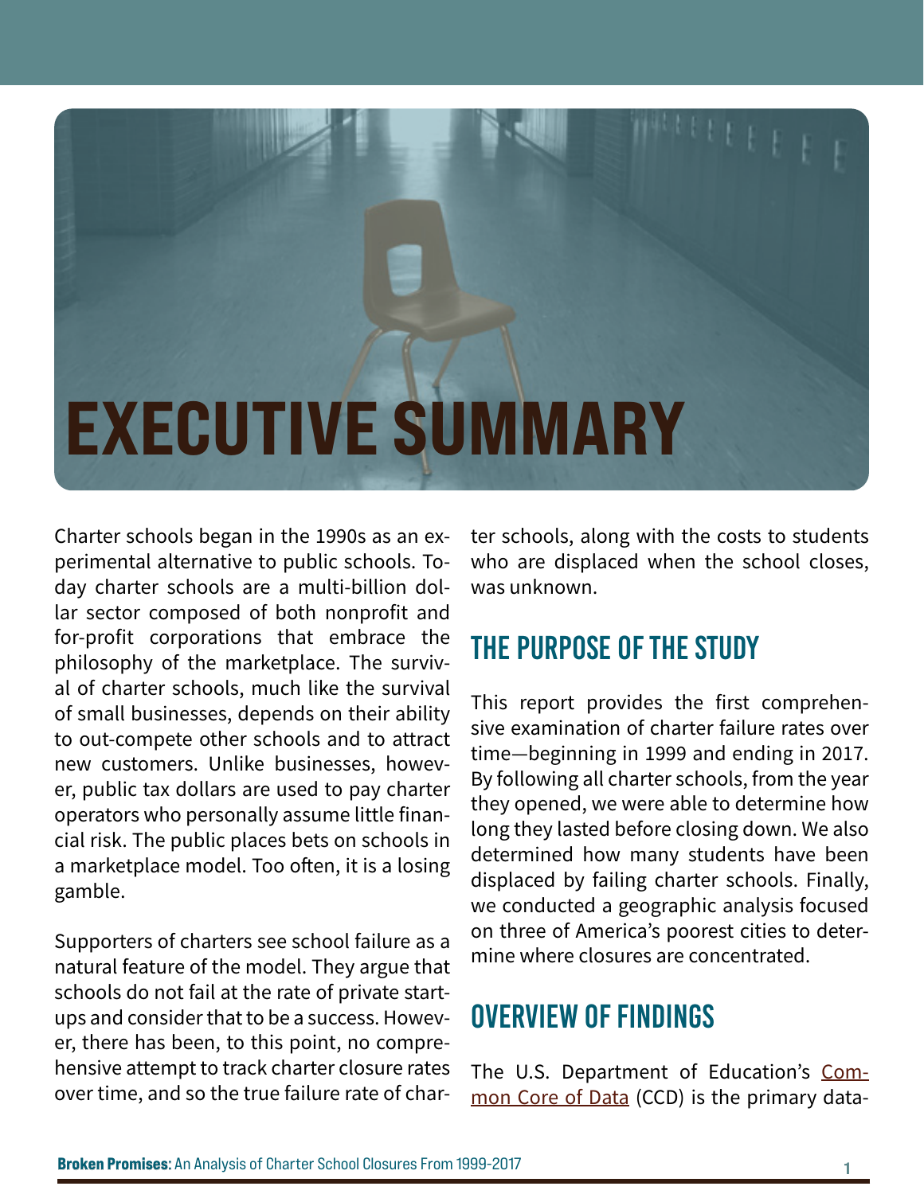# EXECUTIVE SUMMARY

Charter schools began in the 1990s as an experimental alternative to public schools. Today charter schools are a multi-billion dollar sector composed of both nonprofit and for-profit corporations that embrace the philosophy of the marketplace. The survival of charter schools, much like the survival of small businesses, depends on their ability to out-compete other schools and to attract new customers. Unlike businesses, however, public tax dollars are used to pay charter operators who personally assume little financial risk. The public places bets on schools in a marketplace model. Too often, it is a losing gamble.

Supporters of charters see school failure as a natural feature of the model. They argue that schools do not fail at the rate of private startups and consider that to be a success. However, there has been, to this point, no comprehensive attempt to track charter closure rates over time, and so the true failure rate of charter schools, along with the costs to students who are displaced when the school closes, was unknown.

## THE PURPOSE OF THE STUDY

This report provides the first comprehensive examination of charter failure rates over time—beginning in 1999 and ending in 2017. By following all charter schools, from the year they opened, we were able to determine how long they lasted before closing down. We also determined how many students have been displaced by failing charter schools. Finally, we conducted a geographic analysis focused on three of America's poorest cities to determine where closures are concentrated.

## OVERVIEW OF FINDINGS

The U.S. Department of Education's Common Core of Data (CCD) is the primary data-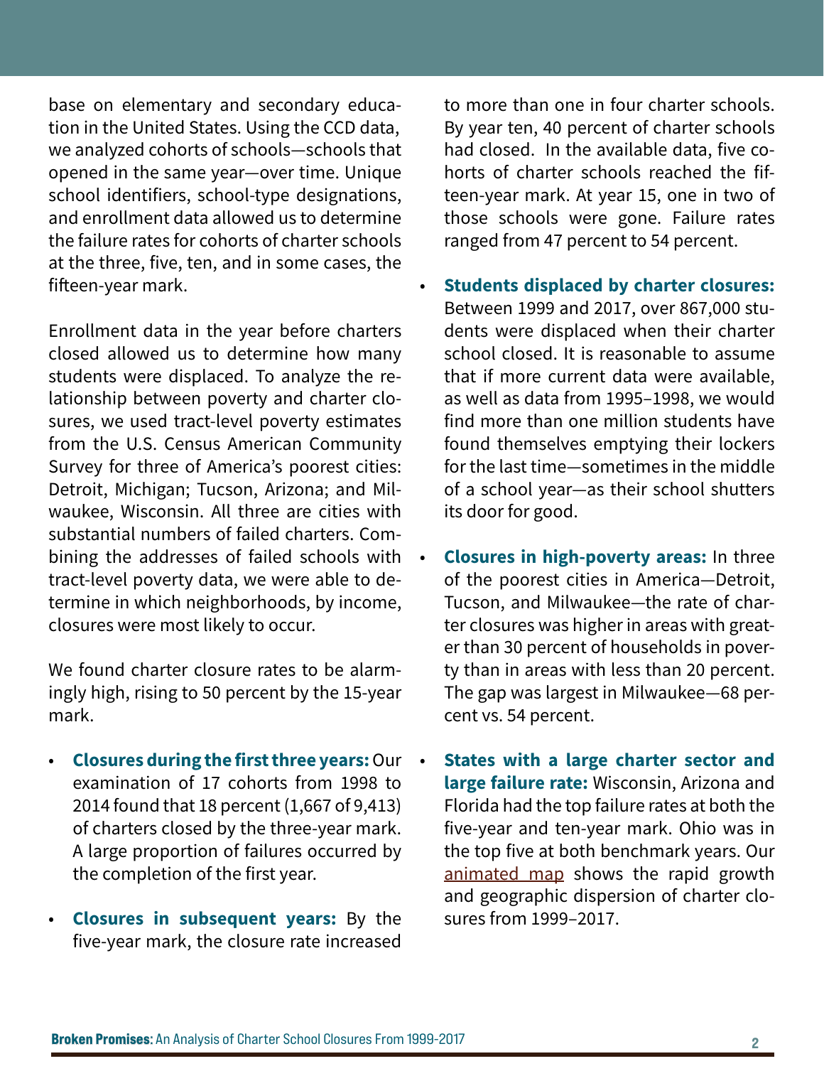base on elementary and secondary education in the United States. Using the CCD data, we analyzed cohorts of schools—schools that opened in the same year—over time. Unique school identifiers, school-type designations, and enrollment data allowed us to determine the failure rates for cohorts of charter schools at the three, five, ten, and in some cases, the fifteen-year mark.

Enrollment data in the year before charters closed allowed us to determine how many students were displaced. To analyze the relationship between poverty and charter closures, we used tract-level poverty estimates from the U.S. Census American Community Survey for three of America's poorest cities: Detroit, Michigan; Tucson, Arizona; and Milwaukee, Wisconsin. All three are cities with substantial numbers of failed charters. Combining the addresses of failed schools with tract-level poverty data, we were able to determine in which neighborhoods, by income, closures were most likely to occur.

We found charter closure rates to be alarmingly high, rising to 50 percent by the 15-year mark.

- **Closures during the first three years:** Our examination of 17 cohorts from 1998 to 2014 found that 18 percent (1,667 of 9,413) of charters closed by the three-year mark. A large proportion of failures occurred by the completion of the first year.
- **Closures in subsequent years:** By the five-year mark, the closure rate increased to more than one in four charter schools. By year ten, 40 percent of charter schools had closed. In the available data, five cohorts of charter schools reached the fifteen-year mark. At year 15, one in two of those schools were gone. Failure rates ranged from 47 percent to 54 percent.
- **Students displaced by charter closures:** Between 1999 and 2017, over 867,000 students were displaced when their charter school closed. It is reasonable to assume that if more current data were available, as well as data from 1995–1998, we would find more than one million students have found themselves emptying their lockers for the last time—sometimes in the middle of a school year—as their school shutters its door for good.
- **Closures in high-poverty areas:** In three of the poorest cities in America—Detroit, Tucson, and Milwaukee—the rate of charter closures was higher in areas with greater than 30 percent of households in poverty than in areas with less than 20 percent. The gap was largest in Milwaukee—68 percent vs. 54 percent.
- **States with a large charter sector and large failure rate:** Wisconsin, Arizona and Florida had the top failure rates at both the five-year and ten-year mark. Ohio was in the top five at both benchmark years. Our animated map shows the rapid growth and geographic dispersion of charter closures from 1999–2017.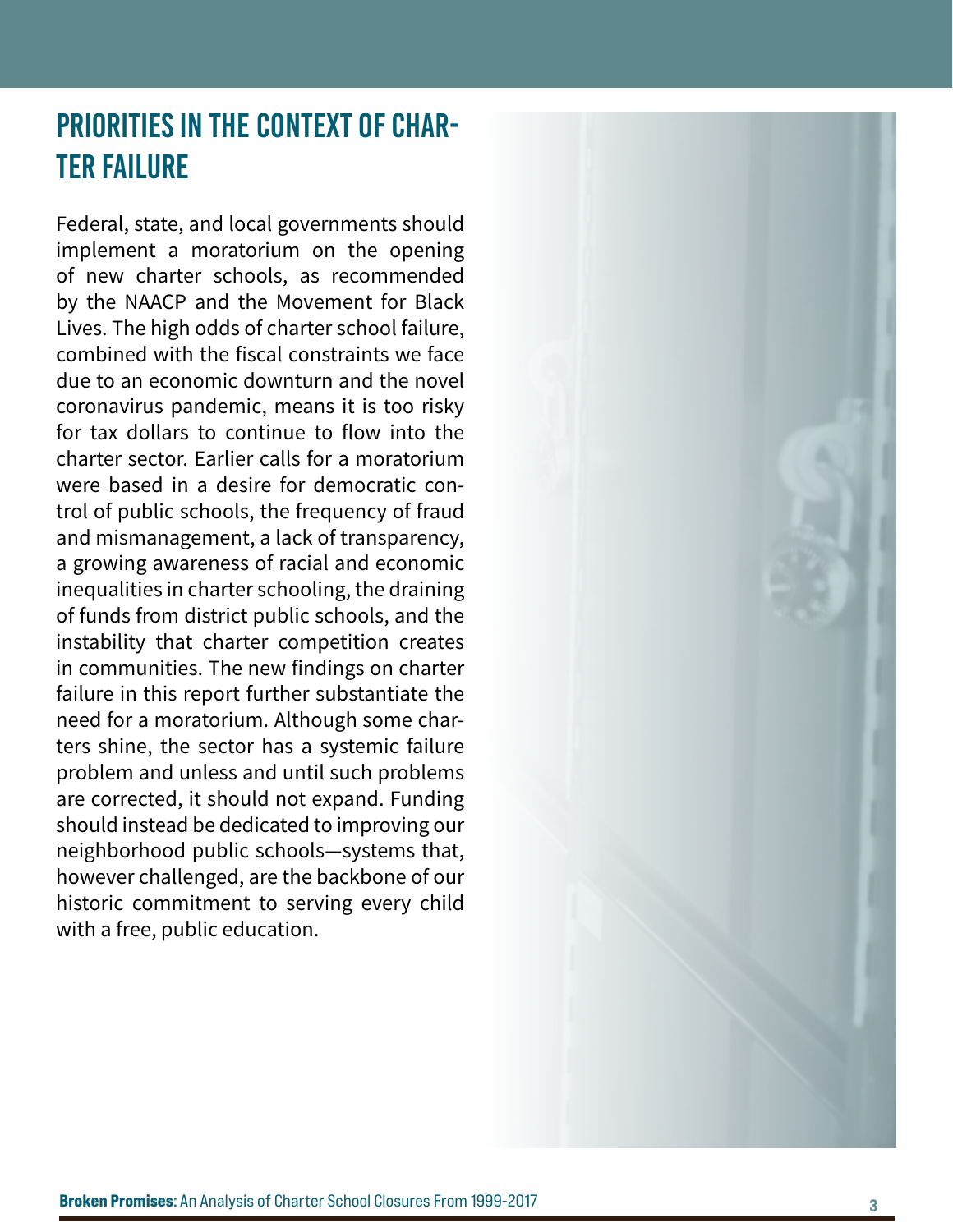## PRIORITIES IN THE CONTEXT OF CHARTER FAILURE

Federal, state, and local governments should implement a moratorium on the opening of new charter schools, as recommended by the NAACP and the Movement for Black Lives. The high odds of charter school failure, combined with the fiscal constraints we face due to an economic downturn and the novel coronavirus pandemic, means it is too risky for tax dollars to continue to flow into the charter sector. Earlier calls for a moratorium were based in a desire for democratic control of public schools, the frequency of fraud and mismanagement, a lack of transparency, a growing awareness of racial and economic inequalities in charter schooling, the draining of funds from district public schools, and the instability that charter competition creates in communities. The new findings on charter failure in this report further substantiate the need for a moratorium. Although some charters shine, the sector has a systemic failure problem and unless and until such problems are corrected, it should not expand. Funding should instead be dedicated to improving our neighborhood public schools—systems that, however challenged, are the backbone of our historic commitment to serving every child with a free, public education.